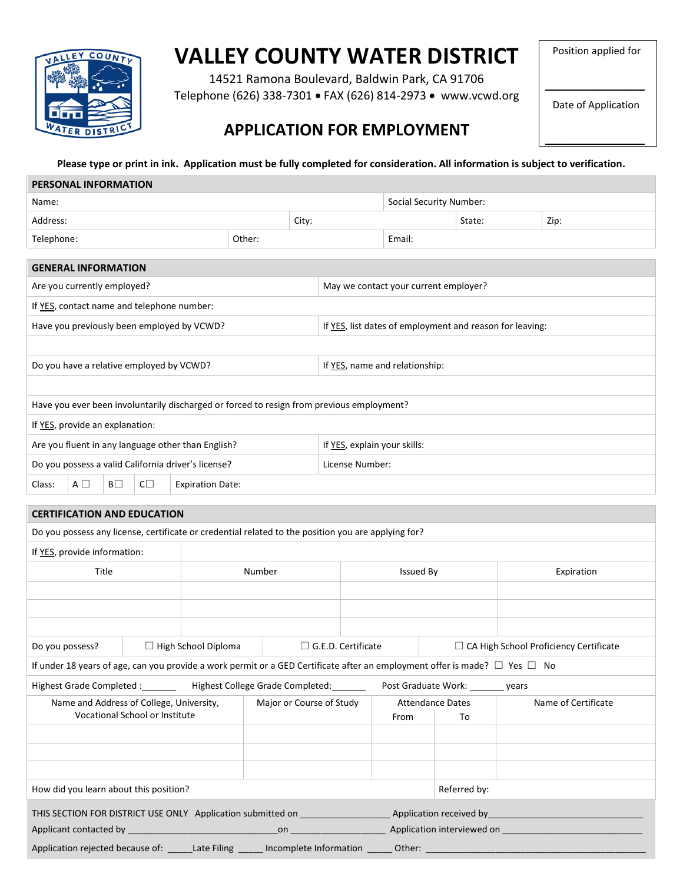# VALLEY COUNTY WATER DISTRICT

14521 Ramona Boulevard, Baldwin Park, CA 91706
Telephone (626) 338-7301 • FAX (626) 814-2973 • www.vcwd.org

## APPLICATION FOR EMPLOYMENT

| Position applied for |
|---|
| ________________ |
| Date of Application |
| ________________ |

**Please type or print in ink. Application must be fully completed for consideration. All information is subject to verification.**

| PERSONAL INFORMATION | | | | |
|---|---|---|---|---|
| Name: | | | Social Security Number: | |
| Address: | | City: | State: | Zip: |
| Telephone: | Other: | | Email: | |

| GENERAL INFORMATION | |
|---|---|
| Are you currently employed? | May we contact your current employer? |
| If YES, contact name and telephone number: | |
| Have you previously been employed by VCWD? | If YES, list dates of employment and reason for leaving: |
| | |
| Do you have a relative employed by VCWD? | If YES, name and relationship: |
| | |
| Have you ever been involuntarily discharged or forced to resign from previous employment? | |
| If YES, provide an explanation: | |
| Are you fluent in any language other than English? | If YES, explain your skills: |
| Do you possess a valid California driver's license? | License Number: |
| Class: A ☐ B☐ C☐ Expiration Date: | |

| CERTIFICATION AND EDUCATION | | | |
|---|---|---|---|
| Do you possess any license, certificate or credential related to the position you are applying for? | | | |
| If YES, provide information: | | | |
| Title | Number | Issued By | Expiration |
| | | | |
| | | | |
| | | | |
| Do you possess? | ☐ High School Diploma | ☐ G.E.D. Certificate | ☐ CA High School Proficiency Certificate |
| If under 18 years of age, can you provide a work permit or a GED Certificate after an employment offer is made? ☐ Yes ☐ No | | | |
| Highest Grade Completed :_______ | Highest College Grade Completed:_______ | Post Graduate Work: _______ years | |

| Name and Address of College, University, Vocational School or Institute | Major or Course of Study | Attendance Dates | | Name of Certificate |
|---|---|---|---|---|
| | | From | To | |
| | | | | |
| | | | | |
| | | | | |
| How did you learn about this position? | | | Referred by: | |

THIS SECTION FOR DISTRICT USE ONLY Application submitted on _________________ Application received by_______________________________

Applicant contacted by ______________________________on __________________ Application interviewed on ___________________________

Application rejected because of: _____Late Filing _____ Incomplete Information _____ Other: _____________________________________________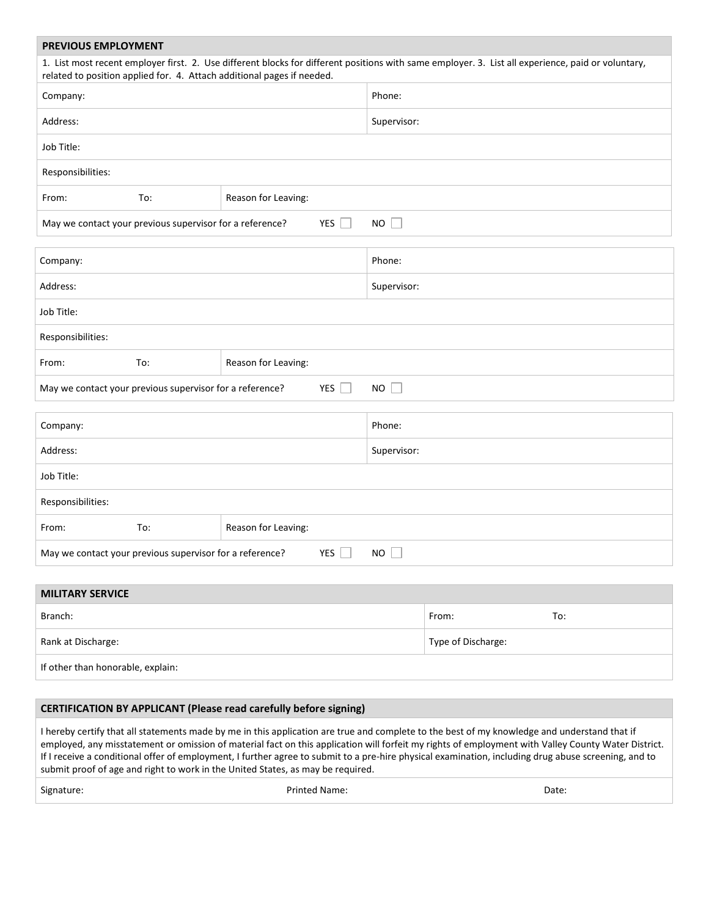## PREVIOUS EMPLOYMENT

1. List most recent employer first. 2. Use different blocks for different positions with same employer. 3. List all experience, paid or voluntary, related to position applied for. 4. Attach additional pages if needed.

| Company: | | Phone: |
|---|---|---|
| Address: | | Supervisor: |
| Job Title: | | |
| Responsibilities: | | |
| From: To: | Reason for Leaving: | |
| May we contact your previous supervisor for a reference? YES ☐ NO ☐ | | |

| Company: | | Phone: |
|---|---|---|
| Address: | | Supervisor: |
| Job Title: | | |
| Responsibilities: | | |
| From: To: | Reason for Leaving: | |
| May we contact your previous supervisor for a reference? YES ☐ NO ☐ | | |

| Company: | | Phone: |
|---|---|---|
| Address: | | Supervisor: |
| Job Title: | | |
| Responsibilities: | | |
| From: To: | Reason for Leaving: | |
| May we contact your previous supervisor for a reference? YES ☐ NO ☐ | | |

## MILITARY SERVICE

| Branch: | From: To: |
|---|---|
| Rank at Discharge: | Type of Discharge: |
| If other than honorable, explain: | |

## CERTIFICATION BY APPLICANT (Please read carefully before signing)

I hereby certify that all statements made by me in this application are true and complete to the best of my knowledge and understand that if employed, any misstatement or omission of material fact on this application will forfeit my rights of employment with Valley County Water District. If I receive a conditional offer of employment, I further agree to submit to a pre-hire physical examination, including drug abuse screening, and to submit proof of age and right to work in the United States, as may be required.

| Signature: | Printed Name: | Date: |
|---|---|---|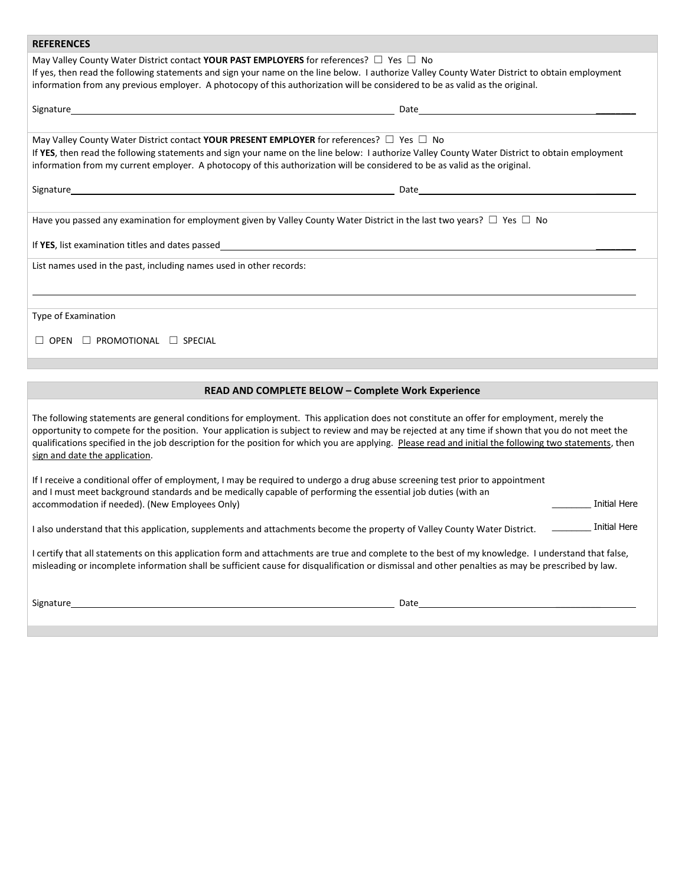## REFERENCES

May Valley County Water District contact **YOUR PAST EMPLOYERS** for references? ☐ Yes ☐ No
If yes, then read the following statements and sign your name on the line below. I authorize Valley County Water District to obtain employment information from any previous employer. A photocopy of this authorization will be considered to be as valid as the original.

Signature\_\_\_\_\_\_\_\_\_\_\_\_\_\_\_\_\_\_\_\_\_\_\_\_\_\_\_\_\_\_\_\_\_\_\_\_ Date\_\_\_\_\_\_\_\_\_\_\_\_\_\_\_\_\_\_\_\_\_\_\_\_

May Valley County Water District contact **YOUR PRESENT EMPLOYER** for references? ☐ Yes ☐ No
If **YES**, then read the following statements and sign your name on the line below: I authorize Valley County Water District to obtain employment information from my current employer. A photocopy of this authorization will be considered to be as valid as the original.

Signature\_\_\_\_\_\_\_\_\_\_\_\_\_\_\_\_\_\_\_\_\_\_\_\_\_\_\_\_\_\_\_\_\_\_\_\_ Date\_\_\_\_\_\_\_\_\_\_\_\_\_\_\_\_\_\_\_\_\_\_\_\_

Have you passed any examination for employment given by Valley County Water District in the last two years? ☐ Yes ☐ No

If **YES**, list examination titles and dates passed\_\_\_\_\_\_\_\_\_\_\_\_\_\_\_\_\_\_\_\_\_\_\_\_\_\_\_\_\_\_\_\_\_\_\_\_\_\_\_\_

List names used in the past, including names used in other records:

\_\_\_\_\_\_\_\_\_\_\_\_\_\_\_\_\_\_\_\_\_\_\_\_\_\_\_\_\_\_\_\_\_\_\_\_\_\_\_\_\_\_\_\_\_\_\_\_\_\_\_\_\_\_\_\_\_\_\_\_

Type of Examination

☐ OPEN ☐ PROMOTIONAL ☐ SPECIAL

## READ AND COMPLETE BELOW – Complete Work Experience

The following statements are general conditions for employment. This application does not constitute an offer for employment, merely the opportunity to compete for the position. Your application is subject to review and may be rejected at any time if shown that you do not meet the qualifications specified in the job description for the position for which you are applying. Please read and initial the following two statements, then sign and date the application.

If I receive a conditional offer of employment, I may be required to undergo a drug abuse screening test prior to appointment and I must meet background standards and be medically capable of performing the essential job duties (with an accommodation if needed). (New Employees Only) \_\_\_\_\_\_\_\_ Initial Here

I also understand that this application, supplements and attachments become the property of Valley County Water District. \_\_\_\_\_\_\_\_ Initial Here

I certify that all statements on this application form and attachments are true and complete to the best of my knowledge. I understand that false, misleading or incomplete information shall be sufficient cause for disqualification or dismissal and other penalties as may be prescribed by law.

Signature\_\_\_\_\_\_\_\_\_\_\_\_\_\_\_\_\_\_\_\_\_\_\_\_\_\_\_\_\_\_\_\_\_\_\_\_ Date\_\_\_\_\_\_\_\_\_\_\_\_\_\_\_\_\_\_\_\_\_\_\_\_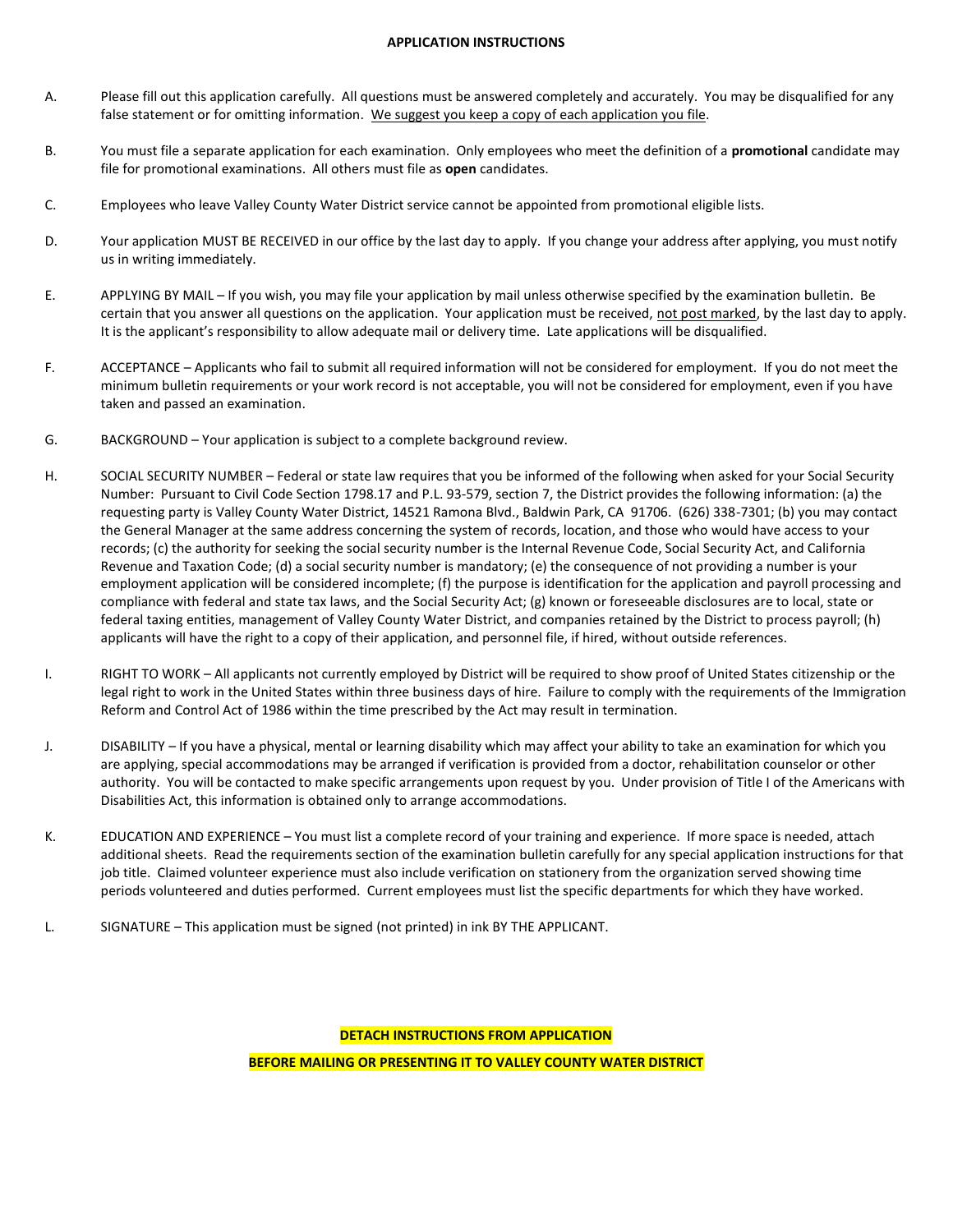**APPLICATION INSTRUCTIONS**

A. Please fill out this application carefully. All questions must be answered completely and accurately. You may be disqualified for any false statement or for omitting information. <u>We suggest you keep a copy of each application you file</u>.

B. You must file a separate application for each examination. Only employees who meet the definition of a **promotional** candidate may file for promotional examinations. All others must file as **open** candidates.

C. Employees who leave Valley County Water District service cannot be appointed from promotional eligible lists.

D. Your application MUST BE RECEIVED in our office by the last day to apply. If you change your address after applying, you must notify us in writing immediately.

E. APPLYING BY MAIL – If you wish, you may file your application by mail unless otherwise specified by the examination bulletin. Be certain that you answer all questions on the application. Your application must be received, <u>not post marked</u>, by the last day to apply. It is the applicant's responsibility to allow adequate mail or delivery time. Late applications will be disqualified.

F. ACCEPTANCE – Applicants who fail to submit all required information will not be considered for employment. If you do not meet the minimum bulletin requirements or your work record is not acceptable, you will not be considered for employment, even if you have taken and passed an examination.

G. BACKGROUND – Your application is subject to a complete background review.

H. SOCIAL SECURITY NUMBER – Federal or state law requires that you be informed of the following when asked for your Social Security Number: Pursuant to Civil Code Section 1798.17 and P.L. 93-579, section 7, the District provides the following information: (a) the requesting party is Valley County Water District, 14521 Ramona Blvd., Baldwin Park, CA 91706. (626) 338-7301; (b) you may contact the General Manager at the same address concerning the system of records, location, and those who would have access to your records; (c) the authority for seeking the social security number is the Internal Revenue Code, Social Security Act, and California Revenue and Taxation Code; (d) a social security number is mandatory; (e) the consequence of not providing a number is your employment application will be considered incomplete; (f) the purpose is identification for the application and payroll processing and compliance with federal and state tax laws, and the Social Security Act; (g) known or foreseeable disclosures are to local, state or federal taxing entities, management of Valley County Water District, and companies retained by the District to process payroll; (h) applicants will have the right to a copy of their application, and personnel file, if hired, without outside references.

I. RIGHT TO WORK – All applicants not currently employed by District will be required to show proof of United States citizenship or the legal right to work in the United States within three business days of hire. Failure to comply with the requirements of the Immigration Reform and Control Act of 1986 within the time prescribed by the Act may result in termination.

J. DISABILITY – If you have a physical, mental or learning disability which may affect your ability to take an examination for which you are applying, special accommodations may be arranged if verification is provided from a doctor, rehabilitation counselor or other authority. You will be contacted to make specific arrangements upon request by you. Under provision of Title I of the Americans with Disabilities Act, this information is obtained only to arrange accommodations.

K. EDUCATION AND EXPERIENCE – You must list a complete record of your training and experience. If more space is needed, attach additional sheets. Read the requirements section of the examination bulletin carefully for any special application instructions for that job title. Claimed volunteer experience must also include verification on stationery from the organization served showing time periods volunteered and duties performed. Current employees must list the specific departments for which they have worked.

L. SIGNATURE – This application must be signed (not printed) in ink BY THE APPLICANT.

**DETACH INSTRUCTIONS FROM APPLICATION**

**BEFORE MAILING OR PRESENTING IT TO VALLEY COUNTY WATER DISTRICT**